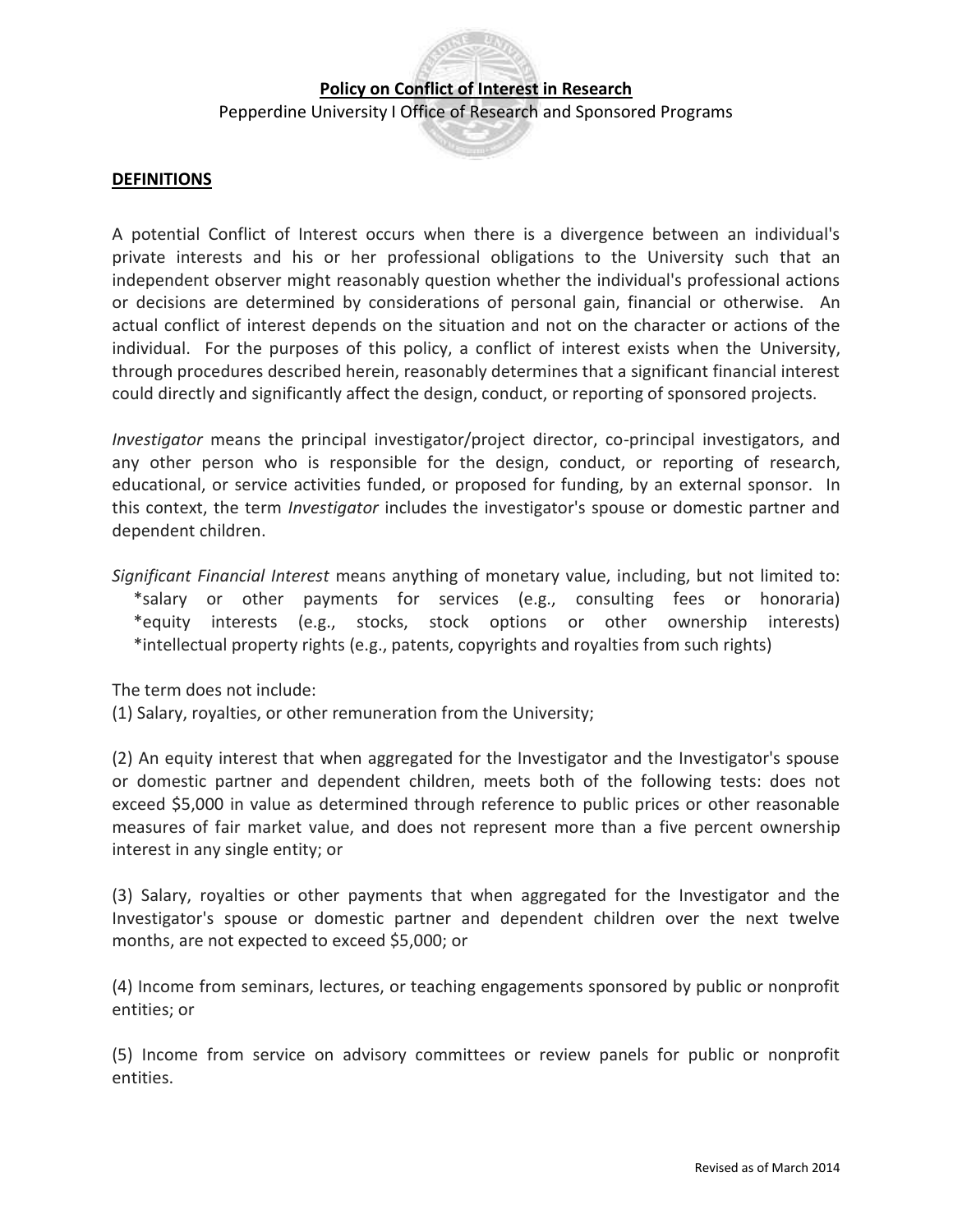**Policy on Conflict of Interest in Research**

Pepperdine University I Office of Research and Sponsored Programs

## DEFINITIONS

A potential Conflict of Interest occurs when there is a divergence between an individual's private interests and his or her professional obligations to the University such that an independent observer might reasonably question whether the individual's professional actions or decisions are determined by considerations of personal gain, financial or otherwise. An actual conflict of interest depends on the situation and not on the character or actions of the individual. For the purposes of this policy, a conflict of interest exists when the University, through procedures described herein, reasonably determines that a significant financial interest could directly and significantly affect the design, conduct, or reporting of sponsored projects.

*Investigator* means the principal investigator/project director, co-principal investigators, and any other person who is responsible for the design, conduct, or reporting of research, educational, or service activities funded, or proposed for funding, by an external sponsor. In this context, the term *Investigator* includes the investigator's spouse or domestic partner and dependent children.

*Significant Financial Interest* means anything of monetary value, including, but not limited to:

*salary or other payments for services (e.g., consulting fees or honoraria)
*equity interests (e.g., stocks, stock options or other ownership interests)
*intellectual property rights (e.g., patents, copyrights and royalties from such rights)

The term does not include:

(1) Salary, royalties, or other remuneration from the University;

(2) An equity interest that when aggregated for the Investigator and the Investigator's spouse or domestic partner and dependent children, meets both of the following tests: does not exceed $5,000 in value as determined through reference to public prices or other reasonable measures of fair market value, and does not represent more than a five percent ownership interest in any single entity; or

(3) Salary, royalties or other payments that when aggregated for the Investigator and the Investigator's spouse or domestic partner and dependent children over the next twelve months, are not expected to exceed $5,000; or

(4) Income from seminars, lectures, or teaching engagements sponsored by public or nonprofit entities; or

(5) Income from service on advisory committees or review panels for public or nonprofit entities.

Revised as of March 2014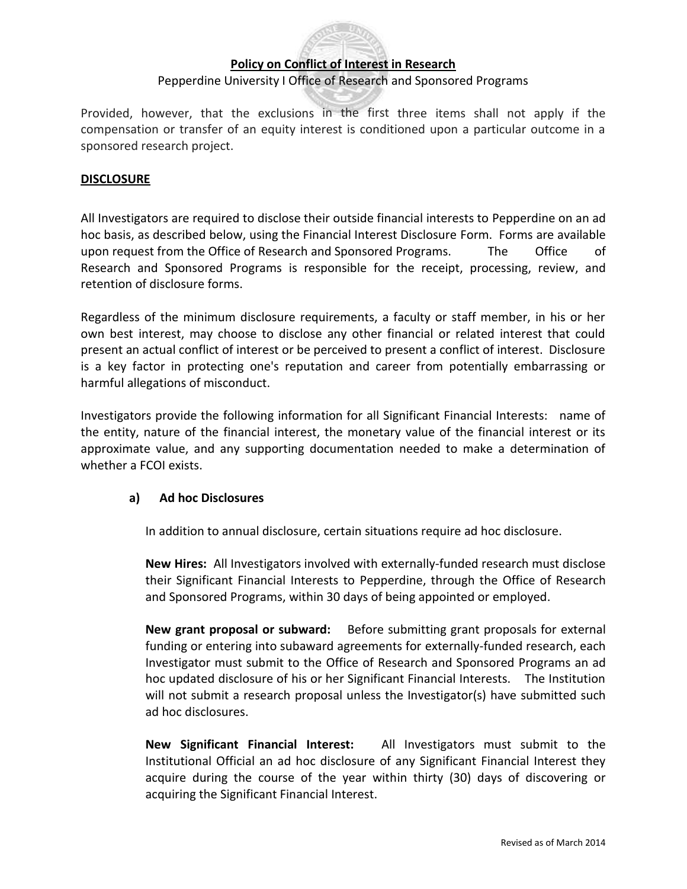Provided, however, that the exclusions in the first three items shall not apply if the compensation or transfer of an equity interest is conditioned upon a particular outcome in a sponsored research project.

## DISCLOSURE

All Investigators are required to disclose their outside financial interests to Pepperdine on an ad hoc basis, as described below, using the Financial Interest Disclosure Form. Forms are available upon request from the Office of Research and Sponsored Programs. The Office of Research and Sponsored Programs is responsible for the receipt, processing, review, and retention of disclosure forms.

Regardless of the minimum disclosure requirements, a faculty or staff member, in his or her own best interest, may choose to disclose any other financial or related interest that could present an actual conflict of interest or be perceived to present a conflict of interest. Disclosure is a key factor in protecting one's reputation and career from potentially embarrassing or harmful allegations of misconduct.

Investigators provide the following information for all Significant Financial Interests: name of the entity, nature of the financial interest, the monetary value of the financial interest or its approximate value, and any supporting documentation needed to make a determination of whether a FCOI exists.

### a) Ad hoc Disclosures

In addition to annual disclosure, certain situations require ad hoc disclosure.

**New Hires:** All Investigators involved with externally-funded research must disclose their Significant Financial Interests to Pepperdine, through the Office of Research and Sponsored Programs, within 30 days of being appointed or employed.

**New grant proposal or subward:** Before submitting grant proposals for external funding or entering into subaward agreements for externally-funded research, each Investigator must submit to the Office of Research and Sponsored Programs an ad hoc updated disclosure of his or her Significant Financial Interests. The Institution will not submit a research proposal unless the Investigator(s) have submitted such ad hoc disclosures.

**New Significant Financial Interest:** All Investigators must submit to the Institutional Official an ad hoc disclosure of any Significant Financial Interest they acquire during the course of the year within thirty (30) days of discovering or acquiring the Significant Financial Interest.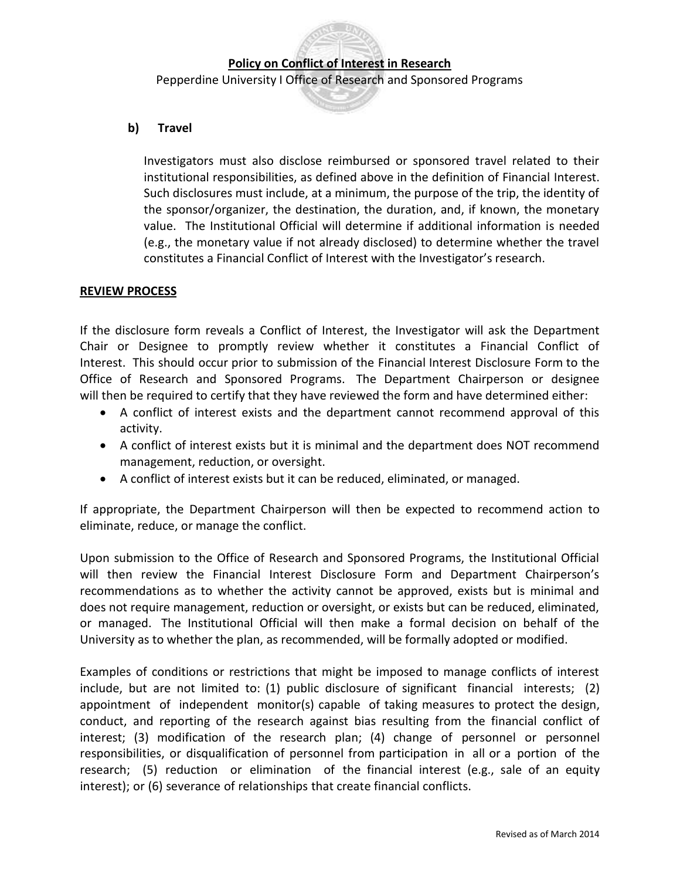### b) Travel

Investigators must also disclose reimbursed or sponsored travel related to their institutional responsibilities, as defined above in the definition of Financial Interest. Such disclosures must include, at a minimum, the purpose of the trip, the identity of the sponsor/organizer, the destination, the duration, and, if known, the monetary value. The Institutional Official will determine if additional information is needed (e.g., the monetary value if not already disclosed) to determine whether the travel constitutes a Financial Conflict of Interest with the Investigator's research.

## REVIEW PROCESS

If the disclosure form reveals a Conflict of Interest, the Investigator will ask the Department Chair or Designee to promptly review whether it constitutes a Financial Conflict of Interest. This should occur prior to submission of the Financial Interest Disclosure Form to the Office of Research and Sponsored Programs. The Department Chairperson or designee will then be required to certify that they have reviewed the form and have determined either:

- A conflict of interest exists and the department cannot recommend approval of this activity.
- A conflict of interest exists but it is minimal and the department does NOT recommend management, reduction, or oversight.
- A conflict of interest exists but it can be reduced, eliminated, or managed.

If appropriate, the Department Chairperson will then be expected to recommend action to eliminate, reduce, or manage the conflict.

Upon submission to the Office of Research and Sponsored Programs, the Institutional Official will then review the Financial Interest Disclosure Form and Department Chairperson's recommendations as to whether the activity cannot be approved, exists but is minimal and does not require management, reduction or oversight, or exists but can be reduced, eliminated, or managed. The Institutional Official will then make a formal decision on behalf of the University as to whether the plan, as recommended, will be formally adopted or modified.

Examples of conditions or restrictions that might be imposed to manage conflicts of interest include, but are not limited to: (1) public disclosure of significant financial interests; (2) appointment of independent monitor(s) capable of taking measures to protect the design, conduct, and reporting of the research against bias resulting from the financial conflict of interest; (3) modification of the research plan; (4) change of personnel or personnel responsibilities, or disqualification of personnel from participation in all or a portion of the research; (5) reduction or elimination of the financial interest (e.g., sale of an equity interest); or (6) severance of relationships that create financial conflicts.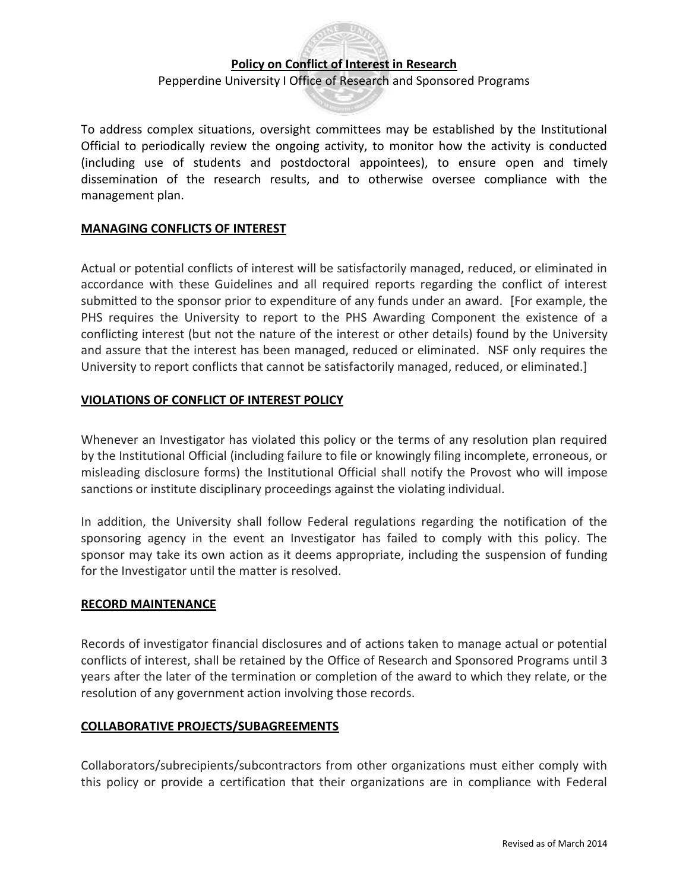To address complex situations, oversight committees may be established by the Institutional Official to periodically review the ongoing activity, to monitor how the activity is conducted (including use of students and postdoctoral appointees), to ensure open and timely dissemination of the research results, and to otherwise oversee compliance with the management plan.

## MANAGING CONFLICTS OF INTEREST

Actual or potential conflicts of interest will be satisfactorily managed, reduced, or eliminated in accordance with these Guidelines and all required reports regarding the conflict of interest submitted to the sponsor prior to expenditure of any funds under an award. [For example, the PHS requires the University to report to the PHS Awarding Component the existence of a conflicting interest (but not the nature of the interest or other details) found by the University and assure that the interest has been managed, reduced or eliminated. NSF only requires the University to report conflicts that cannot be satisfactorily managed, reduced, or eliminated.]

## VIOLATIONS OF CONFLICT OF INTEREST POLICY

Whenever an Investigator has violated this policy or the terms of any resolution plan required by the Institutional Official (including failure to file or knowingly filing incomplete, erroneous, or misleading disclosure forms) the Institutional Official shall notify the Provost who will impose sanctions or institute disciplinary proceedings against the violating individual.

In addition, the University shall follow Federal regulations regarding the notification of the sponsoring agency in the event an Investigator has failed to comply with this policy. The sponsor may take its own action as it deems appropriate, including the suspension of funding for the Investigator until the matter is resolved.

## RECORD MAINTENANCE

Records of investigator financial disclosures and of actions taken to manage actual or potential conflicts of interest, shall be retained by the Office of Research and Sponsored Programs until 3 years after the later of the termination or completion of the award to which they relate, or the resolution of any government action involving those records.

## COLLABORATIVE PROJECTS/SUBAGREEMENTS

Collaborators/subrecipients/subcontractors from other organizations must either comply with this policy or provide a certification that their organizations are in compliance with Federal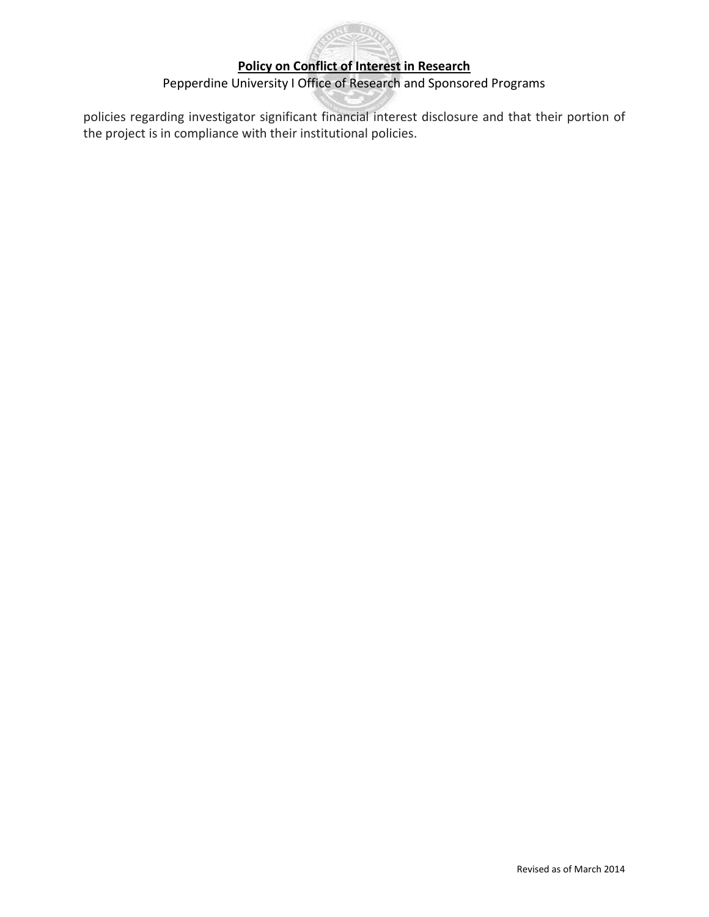policies regarding investigator significant financial interest disclosure and that their portion of the project is in compliance with their institutional policies.